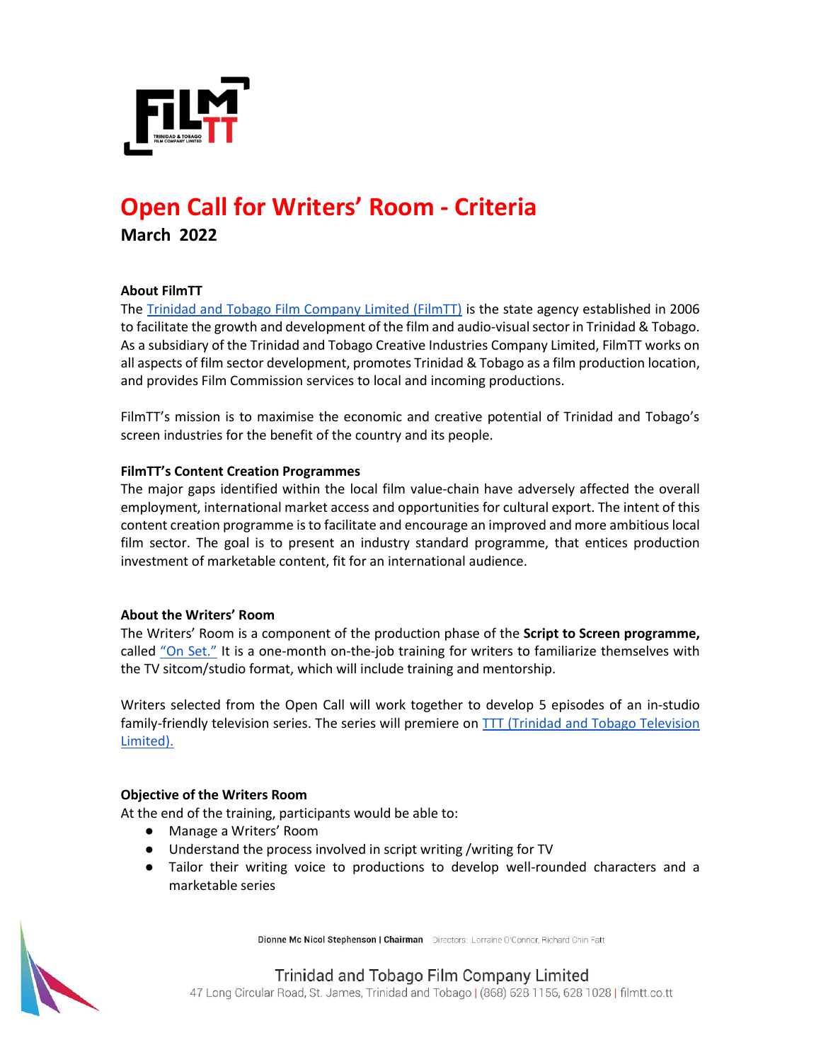# Open Call for Writers' Room - Criteria

**March 2022**

### About FilmTT

The Trinidad and Tobago Film Company Limited (FilmTT) is the state agency established in 2006 to facilitate the growth and development of the film and audio-visual sector in Trinidad & Tobago. As a subsidiary of the Trinidad and Tobago Creative Industries Company Limited, FilmTT works on all aspects of film sector development, promotes Trinidad & Tobago as a film production location, and provides Film Commission services to local and incoming productions.

FilmTT's mission is to maximise the economic and creative potential of Trinidad and Tobago's screen industries for the benefit of the country and its people.

### FilmTT's Content Creation Programmes

The major gaps identified within the local film value-chain have adversely affected the overall employment, international market access and opportunities for cultural export. The intent of this content creation programme is to facilitate and encourage an improved and more ambitious local film sector. The goal is to present an industry standard programme, that entices production investment of marketable content, fit for an international audience.

### About the Writers' Room

The Writers' Room is a component of the production phase of the **Script to Screen programme,** called "On Set." It is a one-month on-the-job training for writers to familiarize themselves with the TV sitcom/studio format, which will include training and mentorship.

Writers selected from the Open Call will work together to develop 5 episodes of an in-studio family-friendly television series. The series will premiere on TTT (Trinidad and Tobago Television Limited).

### Objective of the Writers Room

At the end of the training, participants would be able to:

- Manage a Writers' Room
- Understand the process involved in script writing /writing for TV
- Tailor their writing voice to productions to develop well-rounded characters and a marketable series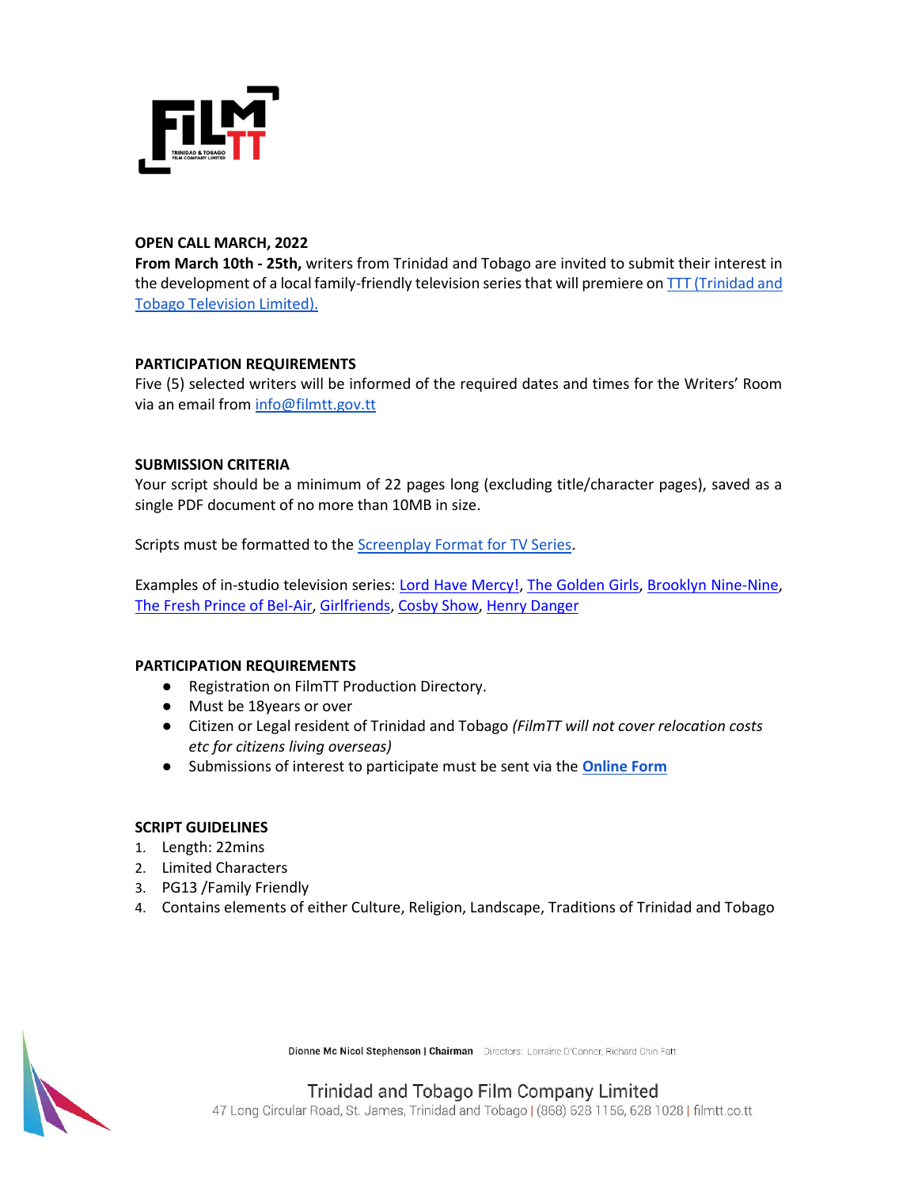**OPEN CALL MARCH, 2022**

**From March 10th - 25th,** writers from Trinidad and Tobago are invited to submit their interest in the development of a local family-friendly television series that will premiere on TTT (Trinidad and Tobago Television Limited).

**PARTICIPATION REQUIREMENTS**

Five (5) selected writers will be informed of the required dates and times for the Writers' Room via an email from info@filmtt.gov.tt

**SUBMISSION CRITERIA**

Your script should be a minimum of 22 pages long (excluding title/character pages), saved as a single PDF document of no more than 10MB in size.

Scripts must be formatted to the Screenplay Format for TV Series.

Examples of in-studio television series: Lord Have Mercy!, The Golden Girls, Brooklyn Nine-Nine, The Fresh Prince of Bel-Air, Girlfriends, Cosby Show, Henry Danger

**PARTICIPATION REQUIREMENTS**

- Registration on FilmTT Production Directory.
- Must be 18years or over
- Citizen or Legal resident of Trinidad and Tobago *(FilmTT will not cover relocation costs etc for citizens living overseas)*
- Submissions of interest to participate must be sent via the **Online Form**

**SCRIPT GUIDELINES**

1. Length: 22mins
2. Limited Characters
3. PG13 /Family Friendly
4. Contains elements of either Culture, Religion, Landscape, Traditions of Trinidad and Tobago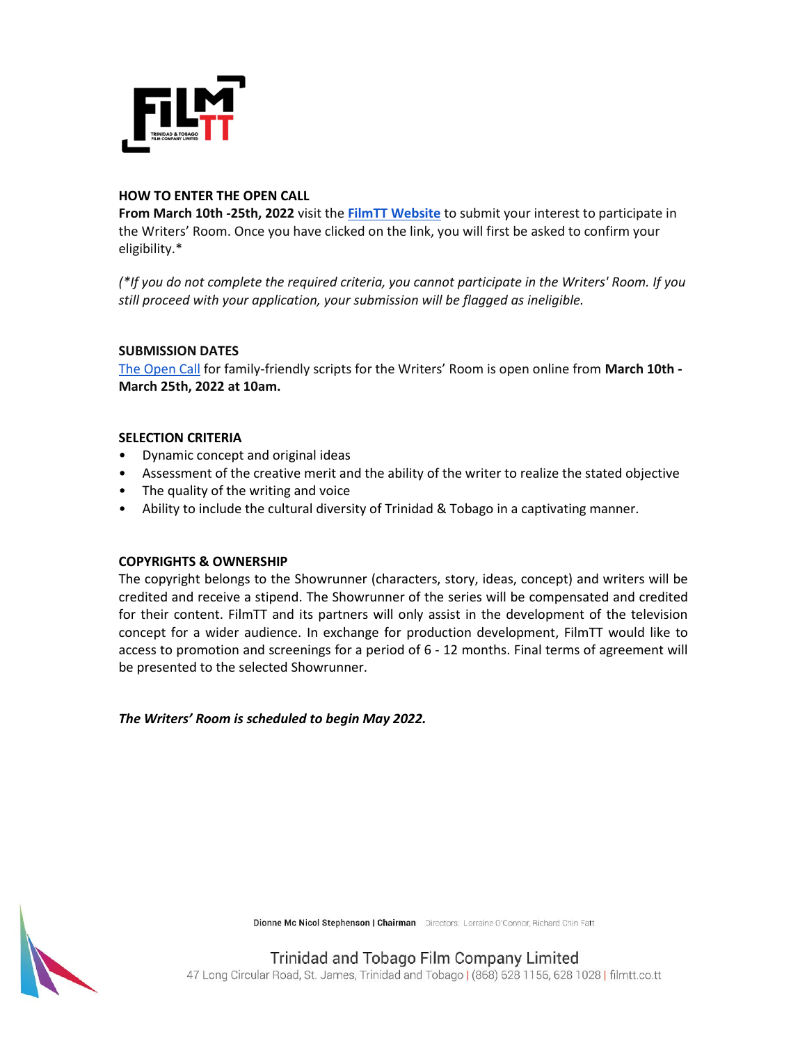**HOW TO ENTER THE OPEN CALL**

**From March 10th -25th, 2022** visit the **[FilmTT Website]** to submit your interest to participate in the Writers' Room. Once you have clicked on the link, you will first be asked to confirm your eligibility.*

*(*If you do not complete the required criteria, you cannot participate in the Writers' Room. If you still proceed with your application, your submission will be flagged as ineligible.*

**SUBMISSION DATES**

The Open Call for family-friendly scripts for the Writers' Room is open online from **March 10th - March 25th, 2022 at 10am.**

**SELECTION CRITERIA**

- Dynamic concept and original ideas
- Assessment of the creative merit and the ability of the writer to realize the stated objective
- The quality of the writing and voice
- Ability to include the cultural diversity of Trinidad & Tobago in a captivating manner.

**COPYRIGHTS & OWNERSHIP**

The copyright belongs to the Showrunner (characters, story, ideas, concept) and writers will be credited and receive a stipend. The Showrunner of the series will be compensated and credited for their content. FilmTT and its partners will only assist in the development of the television concept for a wider audience. In exchange for production development, FilmTT would like to access to promotion and screenings for a period of 6 - 12 months. Final terms of agreement will be presented to the selected Showrunner.

***The Writers' Room is scheduled to begin May 2022.***